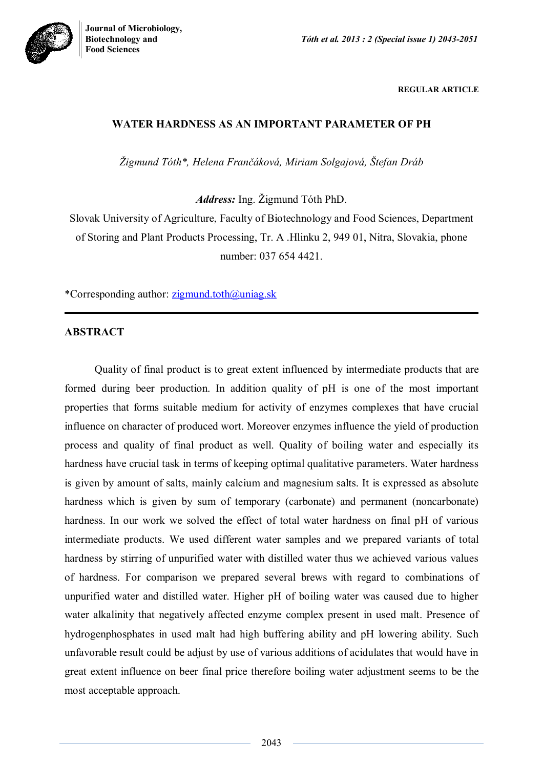REGULAR ARTICLE

# WATER HARDNESS AS AN IMPORTANT PARAMETER OF PH

*Žigmund Tóth\*, Helena Frančáková, Miriam Solgajová, Štefan Dráb*

***Address:*** Ing. Žigmund Tóth PhD.

Slovak University of Agriculture, Faculty of Biotechnology and Food Sciences, Department of Storing and Plant Products Processing, Tr. A .Hlinku 2, 949 01, Nitra, Slovakia, phone number: 037 654 4421.

\*Corresponding author: zigmund.toth@uniag.sk

## ABSTRACT

Quality of final product is to great extent influenced by intermediate products that are formed during beer production. In addition quality of pH is one of the most important properties that forms suitable medium for activity of enzymes complexes that have crucial influence on character of produced wort. Moreover enzymes influence the yield of production process and quality of final product as well. Quality of boiling water and especially its hardness have crucial task in terms of keeping optimal qualitative parameters. Water hardness is given by amount of salts, mainly calcium and magnesium salts. It is expressed as absolute hardness which is given by sum of temporary (carbonate) and permanent (noncarbonate) hardness. In our work we solved the effect of total water hardness on final pH of various intermediate products. We used different water samples and we prepared variants of total hardness by stirring of unpurified water with distilled water thus we achieved various values of hardness. For comparison we prepared several brews with regard to combinations of unpurified water and distilled water. Higher pH of boiling water was caused due to higher water alkalinity that negatively affected enzyme complex present in used malt. Presence of hydrogenphosphates in used malt had high buffering ability and pH lowering ability. Such unfavorable result could be adjust by use of various additions of acidulates that would have in great extent influence on beer final price therefore boiling water adjustment seems to be the most acceptable approach.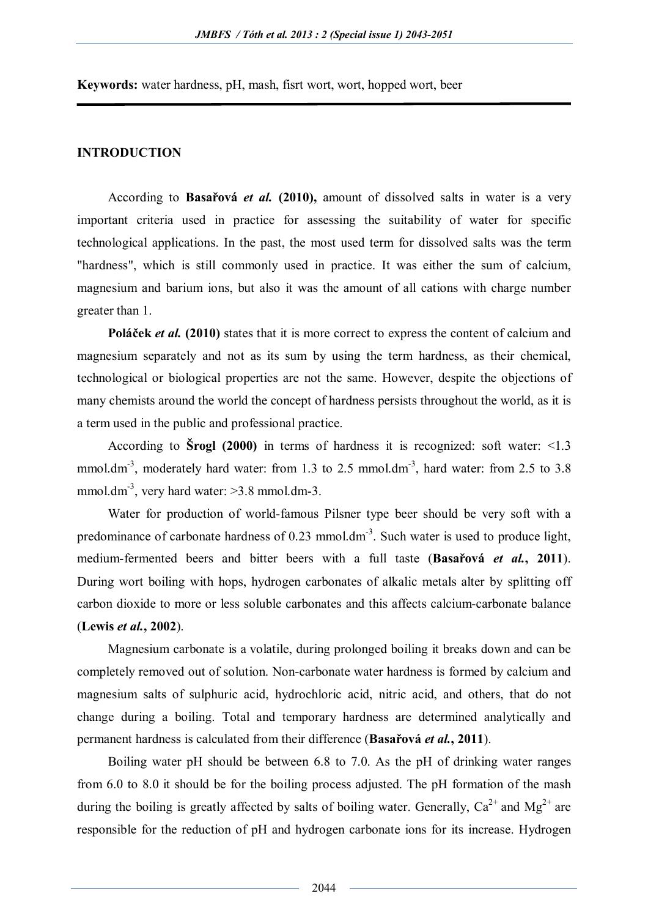**Keywords:** water hardness, pH, mash, fisrt wort, wort, hopped wort, beer

## INTRODUCTION

According to **Basařová *et al.* (2010),** amount of dissolved salts in water is a very important criteria used in practice for assessing the suitability of water for specific technological applications. In the past, the most used term for dissolved salts was the term "hardness", which is still commonly used in practice. It was either the sum of calcium, magnesium and barium ions, but also it was the amount of all cations with charge number greater than 1.

**Poláček *et al.* (2010)** states that it is more correct to express the content of calcium and magnesium separately and not as its sum by using the term hardness, as their chemical, technological or biological properties are not the same. However, despite the objections of many chemists around the world the concept of hardness persists throughout the world, as it is a term used in the public and professional practice.

According to **Šrogl (2000)** in terms of hardness it is recognized: soft water: <1.3 mmol.dm$^{-3}$, moderately hard water: from 1.3 to 2.5 mmol.dm$^{-3}$, hard water: from 2.5 to 3.8 mmol.dm$^{-3}$, very hard water: >3.8 mmol.dm-3.

Water for production of world-famous Pilsner type beer should be very soft with a predominance of carbonate hardness of 0.23 mmol.dm$^{-3}$. Such water is used to produce light, medium-fermented beers and bitter beers with a full taste (**Basařová *et al.*, 2011**). During wort boiling with hops, hydrogen carbonates of alkalic metals alter by splitting off carbon dioxide to more or less soluble carbonates and this affects calcium-carbonate balance (**Lewis *et al.*, 2002**).

Magnesium carbonate is a volatile, during prolonged boiling it breaks down and can be completely removed out of solution. Non-carbonate water hardness is formed by calcium and magnesium salts of sulphuric acid, hydrochloric acid, nitric acid, and others, that do not change during a boiling. Total and temporary hardness are determined analytically and permanent hardness is calculated from their difference (**Basařová *et al.*, 2011**).

Boiling water pH should be between 6.8 to 7.0. As the pH of drinking water ranges from 6.0 to 8.0 it should be for the boiling process adjusted. The pH formation of the mash during the boiling is greatly affected by salts of boiling water. Generally, $Ca^{2+}$ and $Mg^{2+}$ are responsible for the reduction of pH and hydrogen carbonate ions for its increase. Hydrogen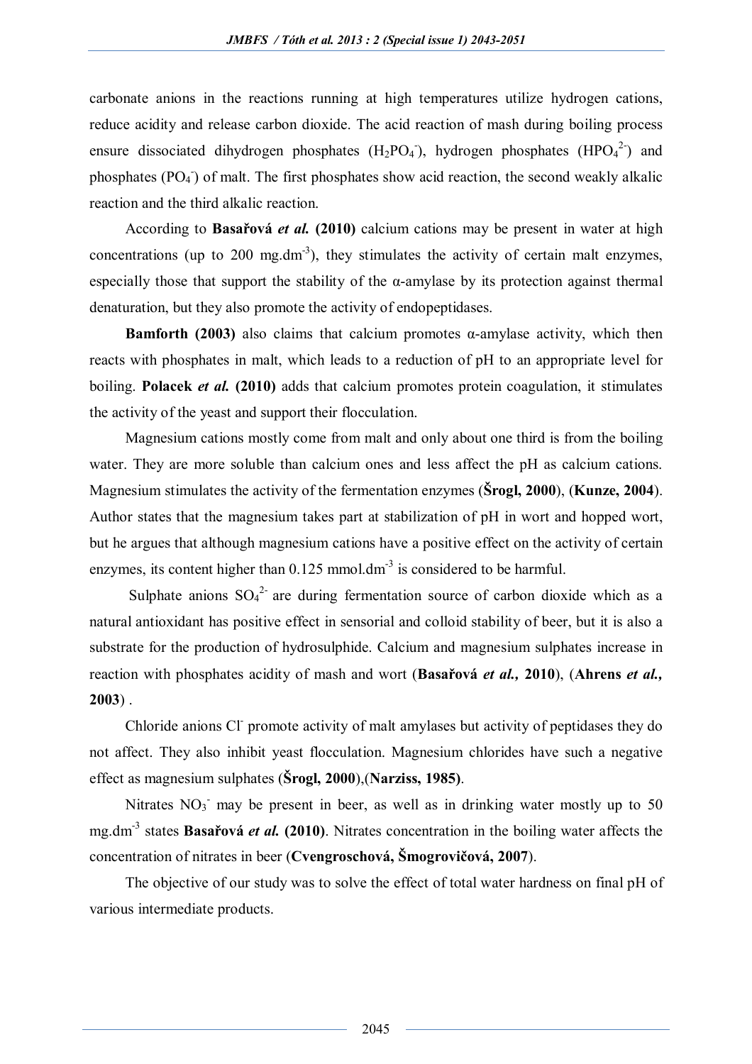carbonate anions in the reactions running at high temperatures utilize hydrogen cations, reduce acidity and release carbon dioxide. The acid reaction of mash during boiling process ensure dissociated dihydrogen phosphates ($H_2PO_4^-$), hydrogen phosphates ($HPO_4^{2-}$) and phosphates ($PO_4^-$) of malt. The first phosphates show acid reaction, the second weakly alkalic reaction and the third alkalic reaction.

According to **Basařová *et al.* (2010)** calcium cations may be present in water at high concentrations (up to 200 mg.dm$^{-3}$), they stimulates the activity of certain malt enzymes, especially those that support the stability of the α-amylase by its protection against thermal denaturation, but they also promote the activity of endopeptidases.

**Bamforth (2003)** also claims that calcium promotes α-amylase activity, which then reacts with phosphates in malt, which leads to a reduction of pH to an appropriate level for boiling. **Polacek *et al.* (2010)** adds that calcium promotes protein coagulation, it stimulates the activity of the yeast and support their flocculation.

Magnesium cations mostly come from malt and only about one third is from the boiling water. They are more soluble than calcium ones and less affect the pH as calcium cations. Magnesium stimulates the activity of the fermentation enzymes (**Šrogl, 2000**), (**Kunze, 2004**). Author states that the magnesium takes part at stabilization of pH in wort and hopped wort, but he argues that although magnesium cations have a positive effect on the activity of certain enzymes, its content higher than 0.125 mmol.dm$^{-3}$ is considered to be harmful.

Sulphate anions $SO_4^{2-}$ are during fermentation source of carbon dioxide which as a natural antioxidant has positive effect in sensorial and colloid stability of beer, but it is also a substrate for the production of hydrosulphide. Calcium and magnesium sulphates increase in reaction with phosphates acidity of mash and wort (**Basařová *et al.,* 2010**), (**Ahrens *et al.,* 2003**) .

Chloride anions $Cl^-$ promote activity of malt amylases but activity of peptidases they do not affect. They also inhibit yeast flocculation. Magnesium chlorides have such a negative effect as magnesium sulphates (**Šrogl, 2000**),(**Narziss, 1985)**.

Nitrates $NO_3^-$ may be present in beer, as well as in drinking water mostly up to 50 mg.dm$^{-3}$ states **Basařová *et al.* (2010)**. Nitrates concentration in the boiling water affects the concentration of nitrates in beer (**Cvengroschová, Šmogrovičová, 2007**).

The objective of our study was to solve the effect of total water hardness on final pH of various intermediate products.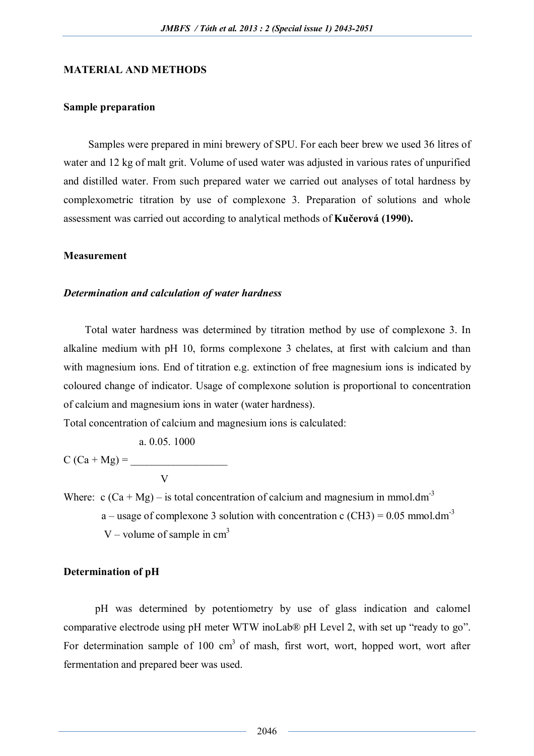## MATERIAL AND METHODS

### Sample preparation

Samples were prepared in mini brewery of SPU. For each beer brew we used 36 litres of water and 12 kg of malt grit. Volume of used water was adjusted in various rates of unpurified and distilled water. From such prepared water we carried out analyses of total hardness by complexometric titration by use of complexone 3. Preparation of solutions and whole assessment was carried out according to analytical methods of **Kučerová (1990).**

### Measurement

#### *Determination and calculation of water hardness*

Total water hardness was determined by titration method by use of complexone 3. In alkaline medium with pH 10, forms complexone 3 chelates, at first with calcium and than with magnesium ions. End of titration e.g. extinction of free magnesium ions is indicated by coloured change of indicator. Usage of complexone solution is proportional to concentration of calcium and magnesium ions in water (water hardness).

Total concentration of calcium and magnesium ions is calculated:

$$C\,(Ca + Mg) = \frac{a \cdot 0.05 \cdot 1000}{V}$$

Where: $c\,(Ca + Mg)$ – is total concentration of calcium and magnesium in $mmol.dm^{-3}$

a – usage of complexone 3 solution with concentration $c\,(CH3) = 0.05\ mmol.dm^{-3}$

V – volume of sample in $cm^3$

### Determination of pH

pH was determined by potentiometry by use of glass indication and calomel comparative electrode using pH meter WTW inoLab® pH Level 2, with set up "ready to go". For determination sample of 100 $cm^3$ of mash, first wort, wort, hopped wort, wort after fermentation and prepared beer was used.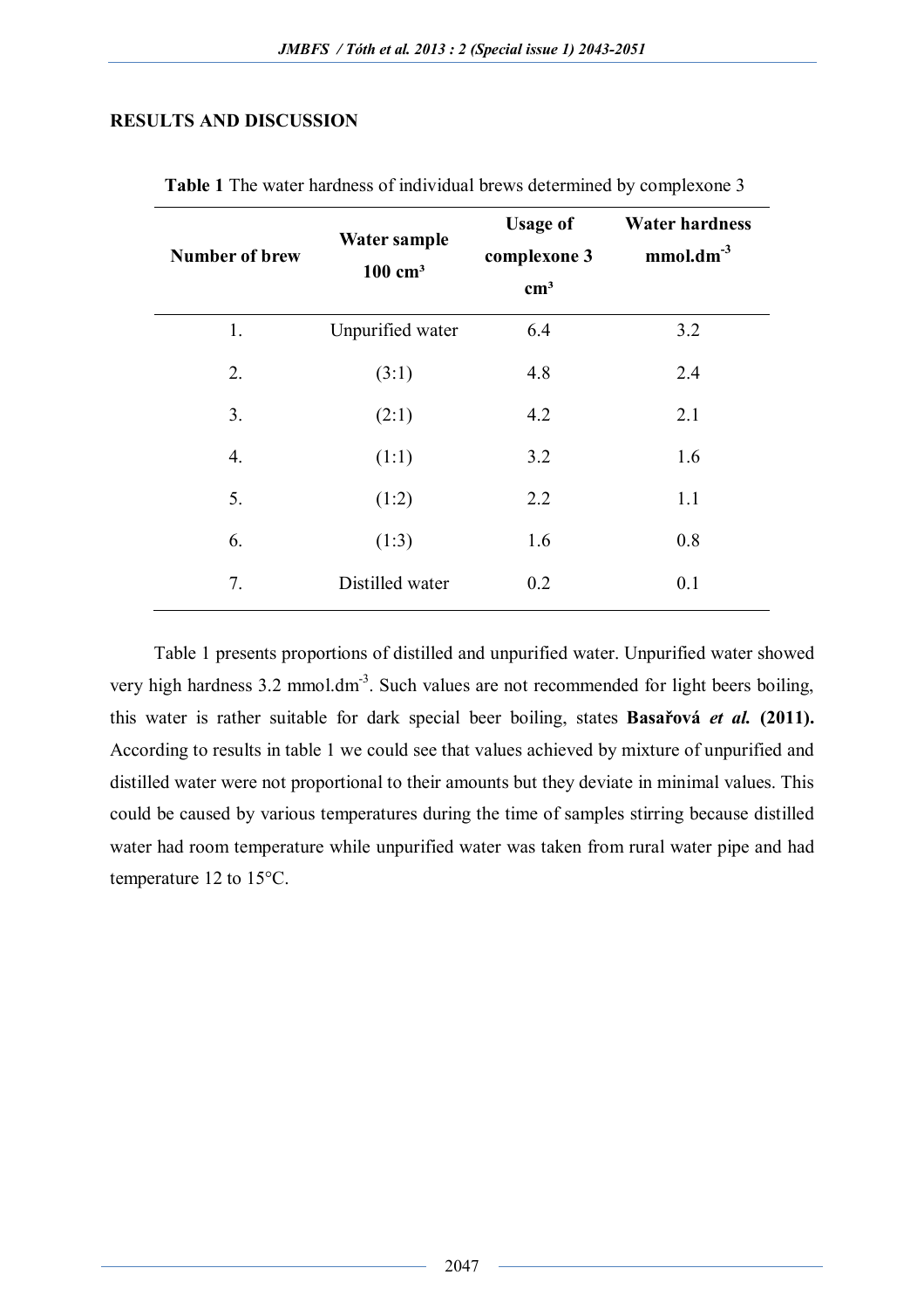## RESULTS AND DISCUSSION

**Table 1** The water hardness of individual brews determined by complexone 3

| Number of brew | Water sample 100 cm³ | Usage of complexone 3 cm³ | Water hardness $mmol.dm^{-3}$ |
|---|---|---|---|
| 1. | Unpurified water | 6.4 | 3.2 |
| 2. | (3:1) | 4.8 | 2.4 |
| 3. | (2:1) | 4.2 | 2.1 |
| 4. | (1:1) | 3.2 | 1.6 |
| 5. | (1:2) | 2.2 | 1.1 |
| 6. | (1:3) | 1.6 | 0.8 |
| 7. | Distilled water | 0.2 | 0.1 |

Table 1 presents proportions of distilled and unpurified water. Unpurified water showed very high hardness 3.2 $mmol.dm^{-3}$. Such values are not recommended for light beers boiling, this water is rather suitable for dark special beer boiling, states **Basařová *et al.* (2011).** According to results in table 1 we could see that values achieved by mixture of unpurified and distilled water were not proportional to their amounts but they deviate in minimal values. This could be caused by various temperatures during the time of samples stirring because distilled water had room temperature while unpurified water was taken from rural water pipe and had temperature 12 to 15°C.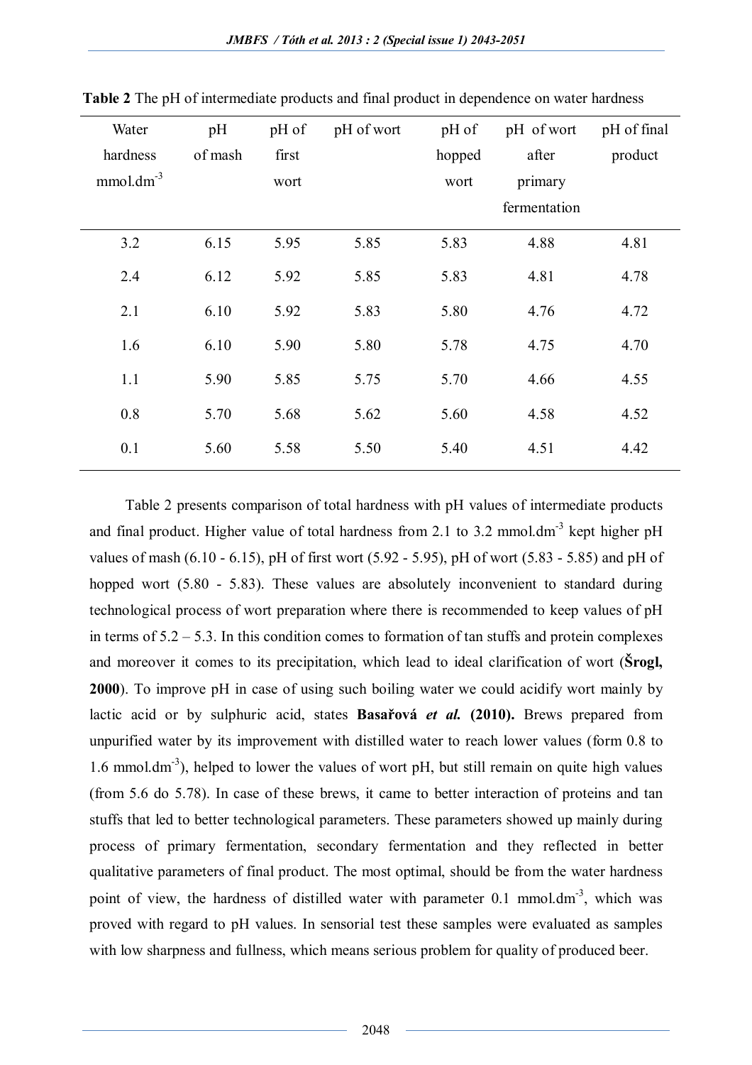**Table 2** The pH of intermediate products and final product in dependence on water hardness

| Water hardness $mmol.dm^{-3}$ | pH of mash | pH of first wort | pH of wort | pH of hopped wort | pH of wort after primary fermentation | pH of final product |
|---|---|---|---|---|---|---|
| 3.2 | 6.15 | 5.95 | 5.85 | 5.83 | 4.88 | 4.81 |
| 2.4 | 6.12 | 5.92 | 5.85 | 5.83 | 4.81 | 4.78 |
| 2.1 | 6.10 | 5.92 | 5.83 | 5.80 | 4.76 | 4.72 |
| 1.6 | 6.10 | 5.90 | 5.80 | 5.78 | 4.75 | 4.70 |
| 1.1 | 5.90 | 5.85 | 5.75 | 5.70 | 4.66 | 4.55 |
| 0.8 | 5.70 | 5.68 | 5.62 | 5.60 | 4.58 | 4.52 |
| 0.1 | 5.60 | 5.58 | 5.50 | 5.40 | 4.51 | 4.42 |

Table 2 presents comparison of total hardness with pH values of intermediate products and final product. Higher value of total hardness from 2.1 to 3.2 $mmol.dm^{-3}$ kept higher pH values of mash (6.10 - 6.15), pH of first wort (5.92 - 5.95), pH of wort (5.83 - 5.85) and pH of hopped wort (5.80 - 5.83). These values are absolutely inconvenient to standard during technological process of wort preparation where there is recommended to keep values of pH in terms of 5.2 – 5.3. In this condition comes to formation of tan stuffs and protein complexes and moreover it comes to its precipitation, which lead to ideal clarification of wort (**Šrogl, 2000**). To improve pH in case of using such boiling water we could acidify wort mainly by lactic acid or by sulphuric acid, states **Basařová *et al.* (2010).** Brews prepared from unpurified water by its improvement with distilled water to reach lower values (form 0.8 to 1.6 $mmol.dm^{-3}$), helped to lower the values of wort pH, but still remain on quite high values (from 5.6 do 5.78). In case of these brews, it came to better interaction of proteins and tan stuffs that led to better technological parameters. These parameters showed up mainly during process of primary fermentation, secondary fermentation and they reflected in better qualitative parameters of final product. The most optimal, should be from the water hardness point of view, the hardness of distilled water with parameter 0.1 $mmol.dm^{-3}$, which was proved with regard to pH values. In sensorial test these samples were evaluated as samples with low sharpness and fullness, which means serious problem for quality of produced beer.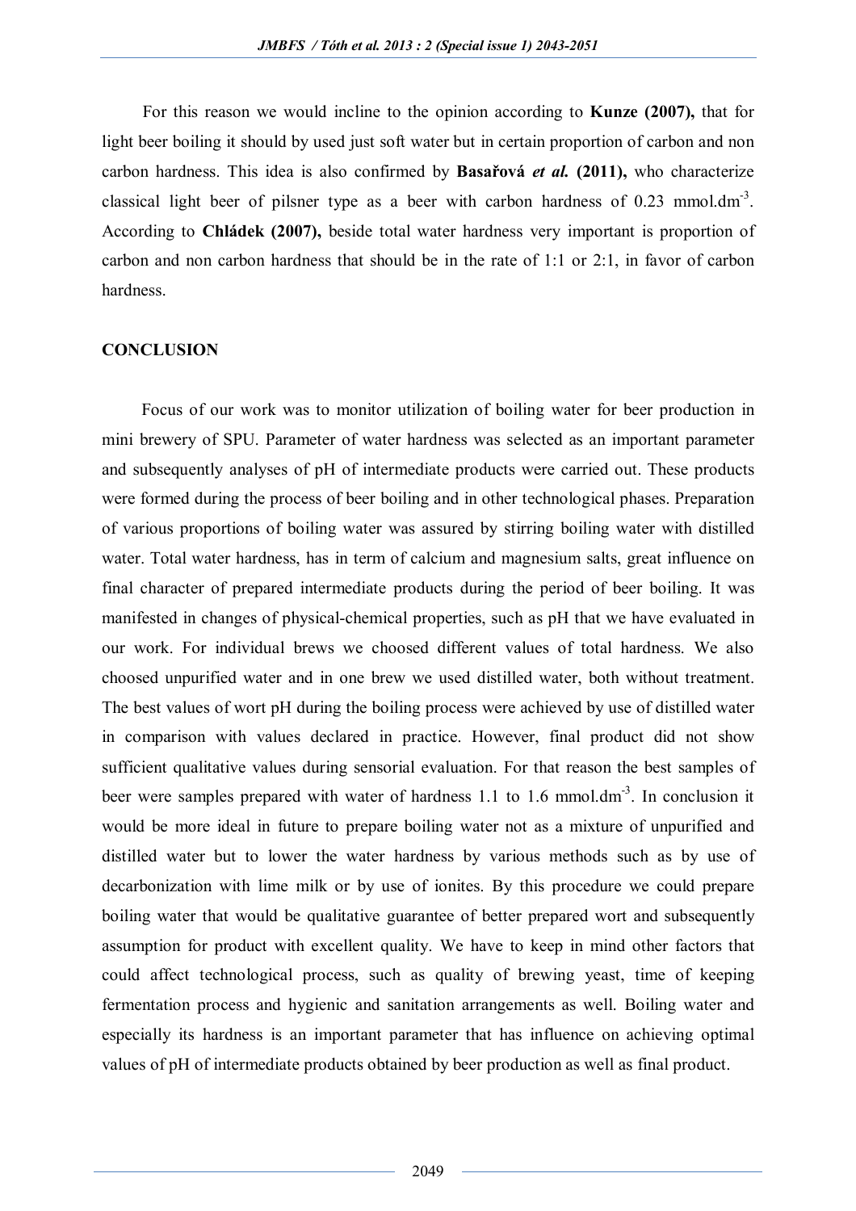For this reason we would incline to the opinion according to **Kunze (2007),** that for light beer boiling it should by used just soft water but in certain proportion of carbon and non carbon hardness. This idea is also confirmed by **Basařová** ***et al.*** **(2011),** who characterize classical light beer of pilsner type as a beer with carbon hardness of 0.23 mmol.dm$^{-3}$. According to **Chládek (2007),** beside total water hardness very important is proportion of carbon and non carbon hardness that should be in the rate of 1:1 or 2:1, in favor of carbon hardness.

## CONCLUSION

Focus of our work was to monitor utilization of boiling water for beer production in mini brewery of SPU. Parameter of water hardness was selected as an important parameter and subsequently analyses of pH of intermediate products were carried out. These products were formed during the process of beer boiling and in other technological phases. Preparation of various proportions of boiling water was assured by stirring boiling water with distilled water. Total water hardness, has in term of calcium and magnesium salts, great influence on final character of prepared intermediate products during the period of beer boiling. It was manifested in changes of physical-chemical properties, such as pH that we have evaluated in our work. For individual brews we choosed different values of total hardness. We also choosed unpurified water and in one brew we used distilled water, both without treatment. The best values of wort pH during the boiling process were achieved by use of distilled water in comparison with values declared in practice. However, final product did not show sufficient qualitative values during sensorial evaluation. For that reason the best samples of beer were samples prepared with water of hardness 1.1 to 1.6 mmol.dm$^{-3}$. In conclusion it would be more ideal in future to prepare boiling water not as a mixture of unpurified and distilled water but to lower the water hardness by various methods such as by use of decarbonization with lime milk or by use of ionites. By this procedure we could prepare boiling water that would be qualitative guarantee of better prepared wort and subsequently assumption for product with excellent quality. We have to keep in mind other factors that could affect technological process, such as quality of brewing yeast, time of keeping fermentation process and hygienic and sanitation arrangements as well. Boiling water and especially its hardness is an important parameter that has influence on achieving optimal values of pH of intermediate products obtained by beer production as well as final product.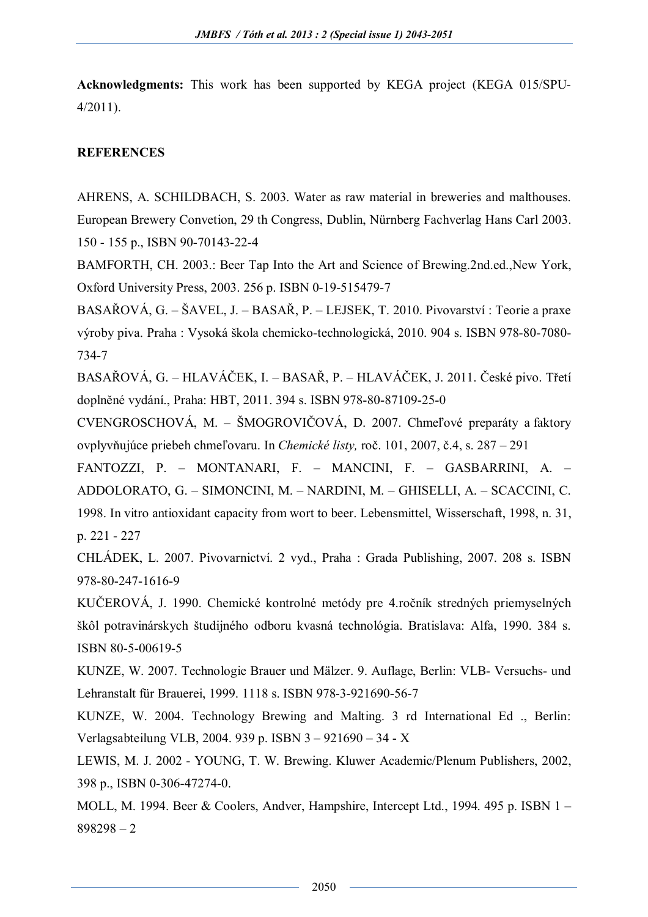**Acknowledgments:** This work has been supported by KEGA project (KEGA 015/SPU-4/2011).

**REFERENCES**

AHRENS, A. SCHILDBACH, S. 2003. Water as raw material in breweries and malthouses. European Brewery Convetion, 29 th Congress, Dublin, Nürnberg Fachverlag Hans Carl 2003. 150 - 155 p., ISBN 90-70143-22-4

BAMFORTH, CH. 2003.: Beer Tap Into the Art and Science of Brewing.2nd.ed.,New York, Oxford University Press, 2003. 256 p. ISBN 0-19-515479-7

BASAŘOVÁ, G. – ŠAVEL, J. – BASAŘ, P. – LEJSEK, T. 2010. Pivovarství : Teorie a praxe výroby piva. Praha : Vysoká škola chemicko-technologická, 2010. 904 s. ISBN 978-80-7080-734-7

BASAŘOVÁ, G. – HLAVÁČEK, I. – BASAŘ, P. – HLAVÁČEK, J. 2011. České pivo. Třetí doplněné vydání., Praha: HBT, 2011. 394 s. ISBN 978-80-87109-25-0

CVENGROSCHOVÁ, M. – ŠMOGROVIČOVÁ, D. 2007. Chmeľové preparáty a faktory ovplyvňujúce priebeh chmeľovaru. In *Chemické listy,* roč. 101, 2007, č.4, s. 287 – 291

FANTOZZI, P. – MONTANARI, F. – MANCINI, F. – GASBARRINI, A. – ADDOLORATO, G. – SIMONCINI, M. – NARDINI, M. – GHISELLI, A. – SCACCINI, C. 1998. In vitro antioxidant capacity from wort to beer. Lebensmittel, Wisserschaft, 1998, n. 31, p. 221 - 227

CHLÁDEK, L. 2007. Pivovarnictví. 2 vyd., Praha : Grada Publishing, 2007. 208 s. ISBN 978-80-247-1616-9

KUČEROVÁ, J. 1990. Chemické kontrolné metódy pre 4.ročník stredných priemyselných škôl potravinárskych študijného odboru kvasná technológia. Bratislava: Alfa, 1990. 384 s. ISBN 80-5-00619-5

KUNZE, W. 2007. Technologie Brauer und Mälzer. 9. Auflage, Berlin: VLB- Versuchs- und Lehranstalt für Brauerei, 1999. 1118 s. ISBN 978-3-921690-56-7

KUNZE, W. 2004. Technology Brewing and Malting. 3 rd International Ed ., Berlin: Verlagsabteilung VLB, 2004. 939 p. ISBN 3 – 921690 – 34 - X

LEWIS, M. J. 2002 - YOUNG, T. W. Brewing. Kluwer Academic/Plenum Publishers, 2002, 398 p., ISBN 0-306-47274-0.

MOLL, M. 1994. Beer & Coolers, Andver, Hampshire, Intercept Ltd., 1994. 495 p. ISBN 1 – 898298 – 2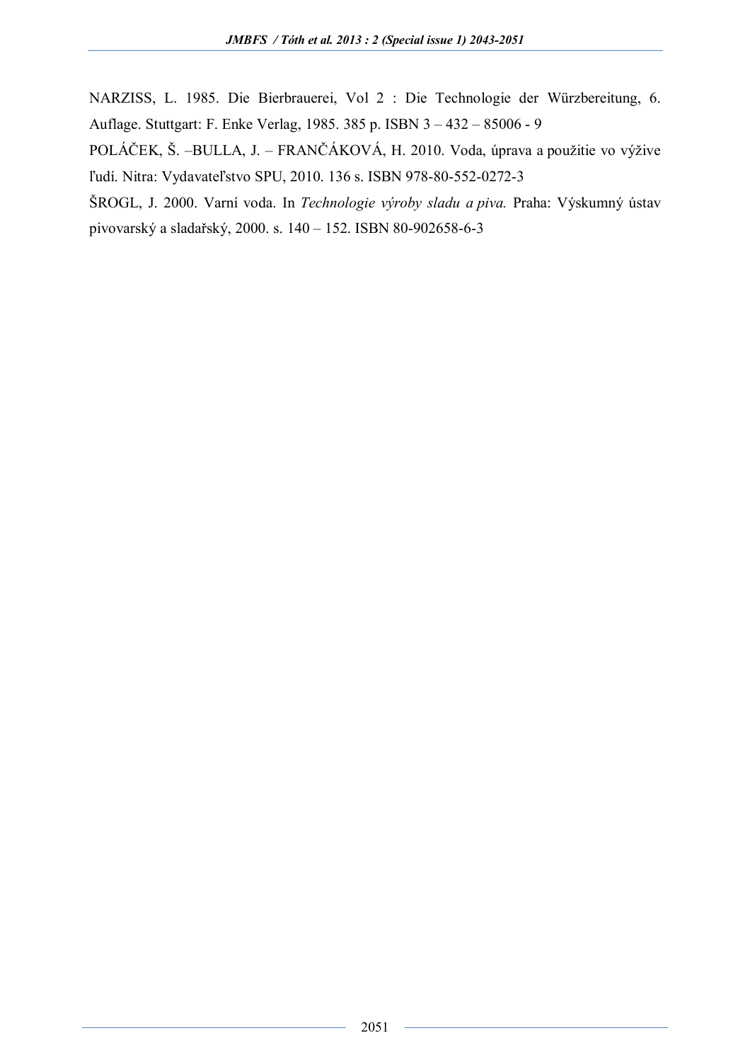NARZISS, L. 1985. Die Bierbrauerei, Vol 2 : Die Technologie der Würzbereitung, 6. Auflage. Stuttgart: F. Enke Verlag, 1985. 385 p. ISBN 3 – 432 – 85006 - 9

POLÁČEK, Š. –BULLA, J. – FRANČÁKOVÁ, H. 2010. Voda, úprava a použitie vo výžive ľudí. Nitra: Vydavateľstvo SPU, 2010. 136 s. ISBN 978-80-552-0272-3

ŠROGL, J. 2000. Varní voda. In *Technologie výroby sladu a piva.* Praha: Výskumný ústav pivovarský a sladařský, 2000. s. 140 – 152. ISBN 80-902658-6-3